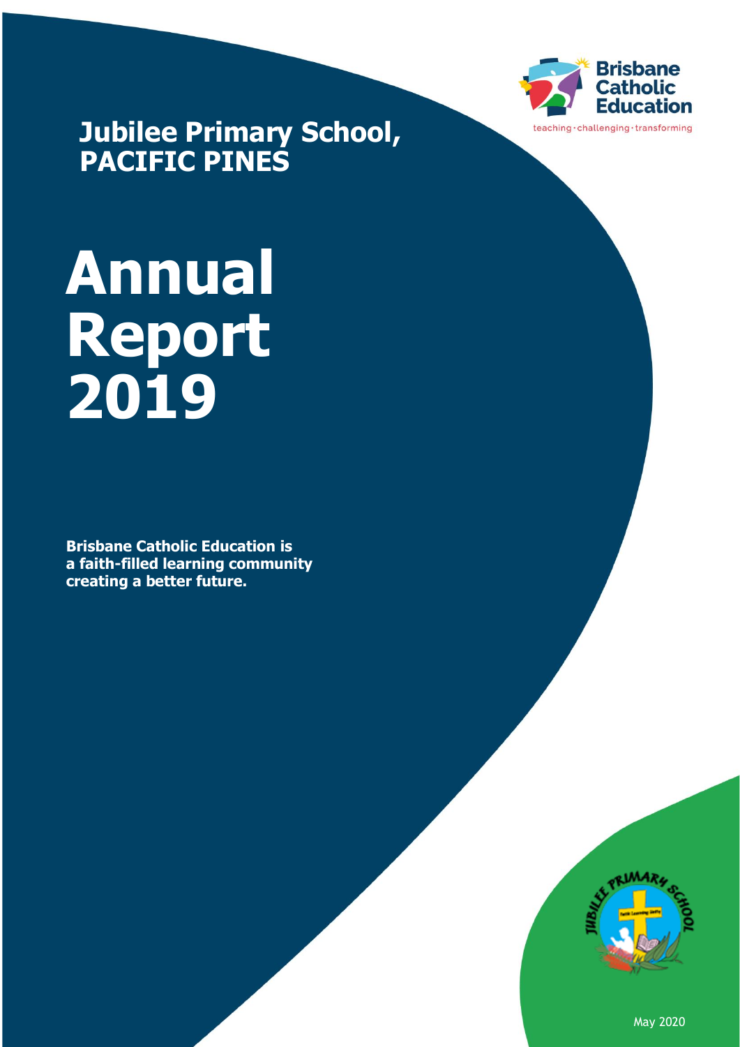**Brisbane Catholic Education**

teaching · challenging · transforming

# Jubilee Primary School, PACIFIC PINES

# Annual Report 2019

**Brisbane Catholic Education is a faith-filled learning community creating a better future.**

May 2020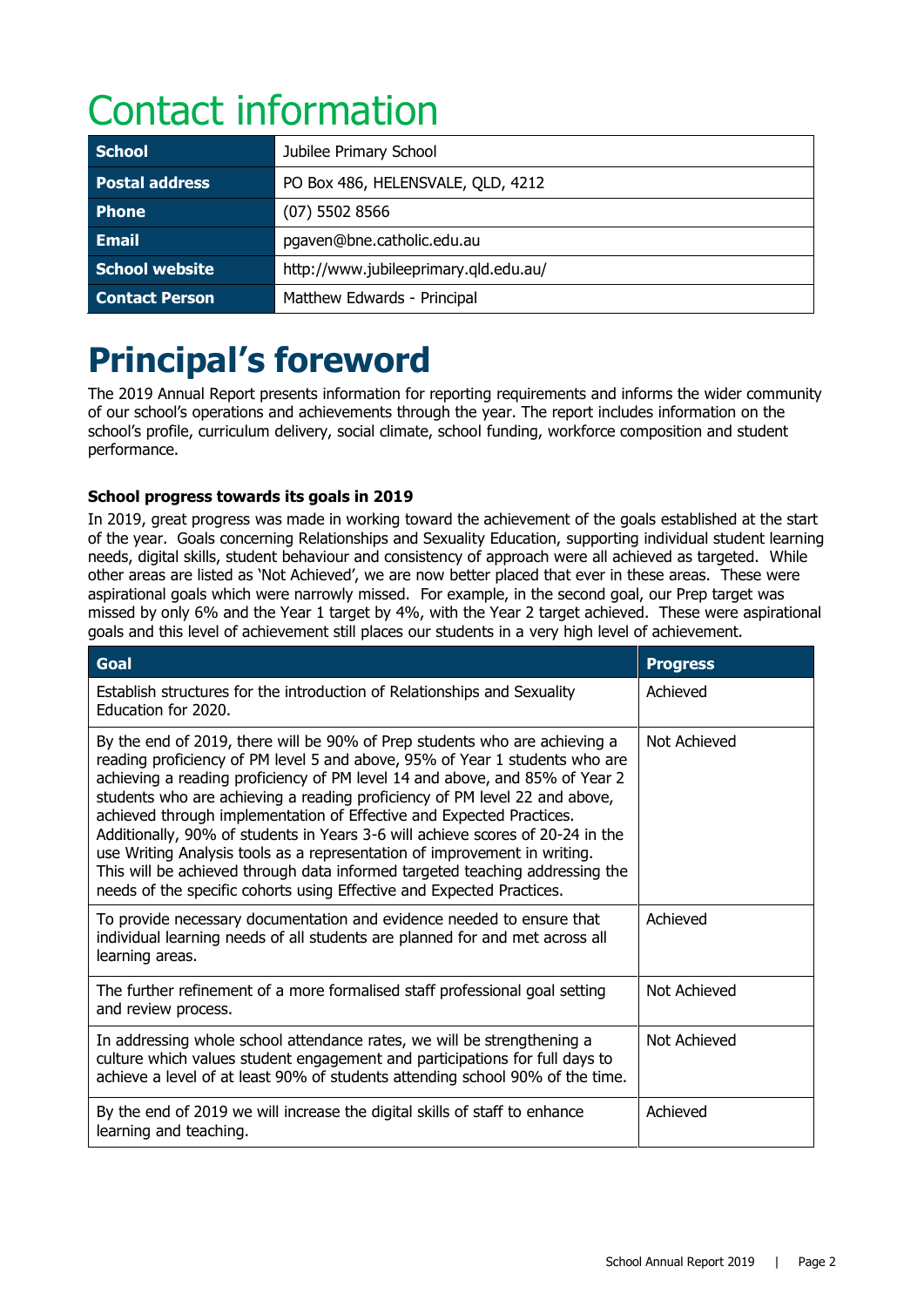# Contact information

| School | Jubilee Primary School |
|---|---|
| Postal address | PO Box 486, HELENSVALE, QLD, 4212 |
| Phone | (07) 5502 8566 |
| Email | pgaven@bne.catholic.edu.au |
| School website | http://www.jubileeprimary.qld.edu.au/ |
| Contact Person | Matthew Edwards - Principal |

# Principal's foreword

The 2019 Annual Report presents information for reporting requirements and informs the wider community of our school's operations and achievements through the year. The report includes information on the school's profile, curriculum delivery, social climate, school funding, workforce composition and student performance.

**School progress towards its goals in 2019**

In 2019, great progress was made in working toward the achievement of the goals established at the start of the year. Goals concerning Relationships and Sexuality Education, supporting individual student learning needs, digital skills, student behaviour and consistency of approach were all achieved as targeted. While other areas are listed as 'Not Achieved', we are now better placed that ever in these areas. These were aspirational goals which were narrowly missed. For example, in the second goal, our Prep target was missed by only 6% and the Year 1 target by 4%, with the Year 2 target achieved. These were aspirational goals and this level of achievement still places our students in a very high level of achievement.

| Goal | Progress |
|---|---|
| Establish structures for the introduction of Relationships and Sexuality Education for 2020. | Achieved |
| By the end of 2019, there will be 90% of Prep students who are achieving a reading proficiency of PM level 5 and above, 95% of Year 1 students who are achieving a reading proficiency of PM level 14 and above, and 85% of Year 2 students who are achieving a reading proficiency of PM level 22 and above, achieved through implementation of Effective and Expected Practices. Additionally, 90% of students in Years 3-6 will achieve scores of 20-24 in the use Writing Analysis tools as a representation of improvement in writing. This will be achieved through data informed targeted teaching addressing the needs of the specific cohorts using Effective and Expected Practices. | Not Achieved |
| To provide necessary documentation and evidence needed to ensure that individual learning needs of all students are planned for and met across all learning areas. | Achieved |
| The further refinement of a more formalised staff professional goal setting and review process. | Not Achieved |
| In addressing whole school attendance rates, we will be strengthening a culture which values student engagement and participations for full days to achieve a level of at least 90% of students attending school 90% of the time. | Not Achieved |
| By the end of 2019 we will increase the digital skills of staff to enhance learning and teaching. | Achieved |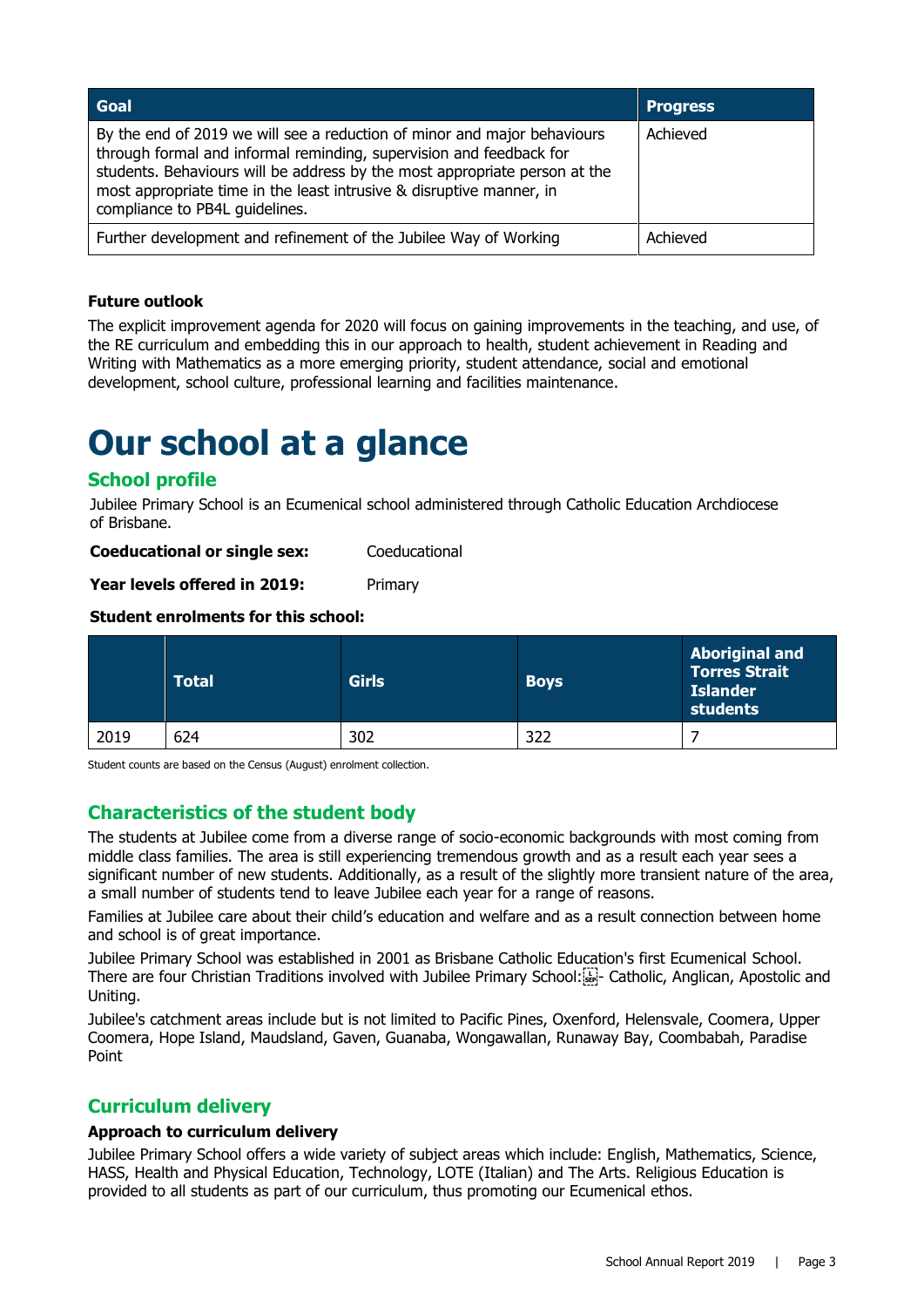| Goal | Progress |
| --- | --- |
| By the end of 2019 we will see a reduction of minor and major behaviours through formal and informal reminding, supervision and feedback for students. Behaviours will be address by the most appropriate person at the most appropriate time in the least intrusive & disruptive manner, in compliance to PB4L guidelines. | Achieved |
| Further development and refinement of the Jubilee Way of Working | Achieved |

**Future outlook**

The explicit improvement agenda for 2020 will focus on gaining improvements in the teaching, and use, of the RE curriculum and embedding this in our approach to health, student achievement in Reading and Writing with Mathematics as a more emerging priority, student attendance, social and emotional development, school culture, professional learning and facilities maintenance.

# Our school at a glance

## School profile

Jubilee Primary School is an Ecumenical school administered through Catholic Education Archdiocese of Brisbane.

**Coeducational or single sex:** Coeducational

**Year levels offered in 2019:** Primary

**Student enrolments for this school:**

| | Total | Girls | Boys | Aboriginal and Torres Strait Islander students |
| --- | --- | --- | --- | --- |
| 2019 | 624 | 302 | 322 | 7 |

Student counts are based on the Census (August) enrolment collection.

## Characteristics of the student body

The students at Jubilee come from a diverse range of socio-economic backgrounds with most coming from middle class families. The area is still experiencing tremendous growth and as a result each year sees a significant number of new students. Additionally, as a result of the slightly more transient nature of the area, a small number of students tend to leave Jubilee each year for a range of reasons.

Families at Jubilee care about their child's education and welfare and as a result connection between home and school is of great importance.

Jubilee Primary School was established in 2001 as Brisbane Catholic Education's first Ecumenical School. There are four Christian Traditions involved with Jubilee Primary School: - Catholic, Anglican, Apostolic and Uniting.

Jubilee's catchment areas include but is not limited to Pacific Pines, Oxenford, Helensvale, Coomera, Upper Coomera, Hope Island, Maudsland, Gaven, Guanaba, Wongawallan, Runaway Bay, Coombabah, Paradise Point

## Curriculum delivery

**Approach to curriculum delivery**

Jubilee Primary School offers a wide variety of subject areas which include: English, Mathematics, Science, HASS, Health and Physical Education, Technology, LOTE (Italian) and The Arts. Religious Education is provided to all students as part of our curriculum, thus promoting our Ecumenical ethos.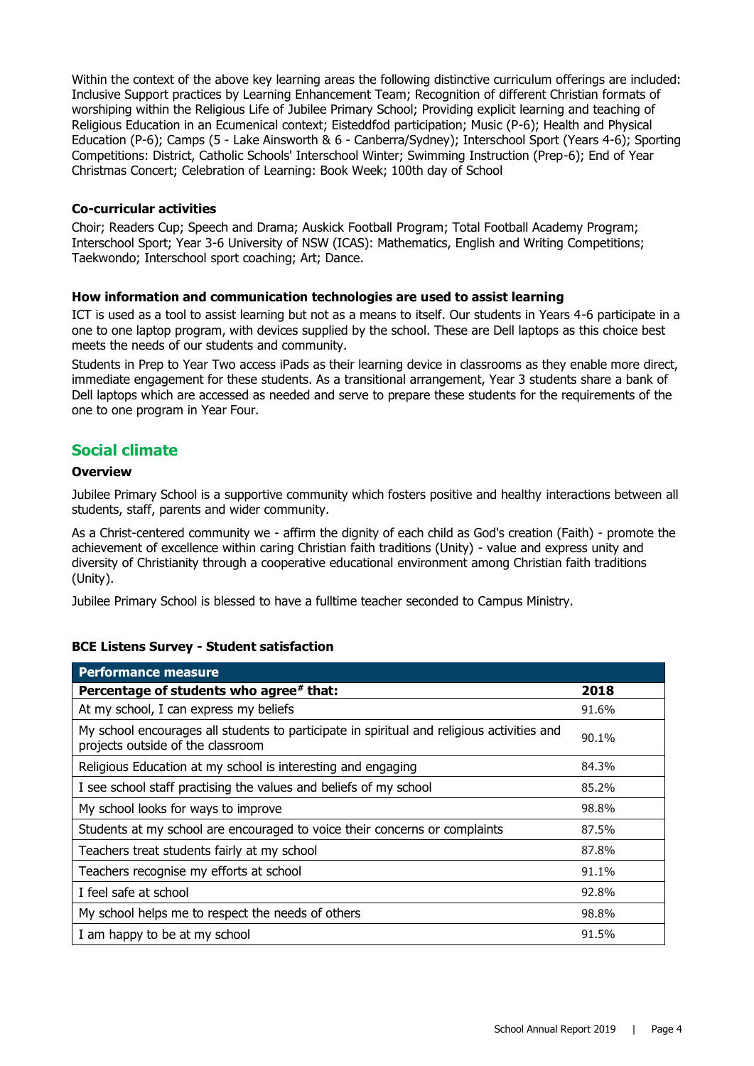Within the context of the above key learning areas the following distinctive curriculum offerings are included: Inclusive Support practices by Learning Enhancement Team; Recognition of different Christian formats of worshiping within the Religious Life of Jubilee Primary School; Providing explicit learning and teaching of Religious Education in an Ecumenical context; Eisteddfod participation; Music (P-6); Health and Physical Education (P-6); Camps (5 - Lake Ainsworth & 6 - Canberra/Sydney); Interschool Sport (Years 4-6); Sporting Competitions: District, Catholic Schools' Interschool Winter; Swimming Instruction (Prep-6); End of Year Christmas Concert; Celebration of Learning: Book Week; 100th day of School

### Co-curricular activities

Choir; Readers Cup; Speech and Drama; Auskick Football Program; Total Football Academy Program; Interschool Sport; Year 3-6 University of NSW (ICAS): Mathematics, English and Writing Competitions; Taekwondo; Interschool sport coaching; Art; Dance.

### How information and communication technologies are used to assist learning

ICT is used as a tool to assist learning but not as a means to itself. Our students in Years 4-6 participate in a one to one laptop program, with devices supplied by the school. These are Dell laptops as this choice best meets the needs of our students and community.

Students in Prep to Year Two access iPads as their learning device in classrooms as they enable more direct, immediate engagement for these students. As a transitional arrangement, Year 3 students share a bank of Dell laptops which are accessed as needed and serve to prepare these students for the requirements of the one to one program in Year Four.

## Social climate

### Overview

Jubilee Primary School is a supportive community which fosters positive and healthy interactions between all students, staff, parents and wider community.

As a Christ-centered community we - affirm the dignity of each child as God's creation (Faith) - promote the achievement of excellence within caring Christian faith traditions (Unity) - value and express unity and diversity of Christianity through a cooperative educational environment among Christian faith traditions (Unity).

Jubilee Primary School is blessed to have a fulltime teacher seconded to Campus Ministry.

### BCE Listens Survey - Student satisfaction

| **Performance measure** | |
|---|---|
| **Percentage of students who agree# that:** | **2018** |
| At my school, I can express my beliefs | 91.6% |
| My school encourages all students to participate in spiritual and religious activities and projects outside of the classroom | 90.1% |
| Religious Education at my school is interesting and engaging | 84.3% |
| I see school staff practising the values and beliefs of my school | 85.2% |
| My school looks for ways to improve | 98.8% |
| Students at my school are encouraged to voice their concerns or complaints | 87.5% |
| Teachers treat students fairly at my school | 87.8% |
| Teachers recognise my efforts at school | 91.1% |
| I feel safe at school | 92.8% |
| My school helps me to respect the needs of others | 98.8% |
| I am happy to be at my school | 91.5% |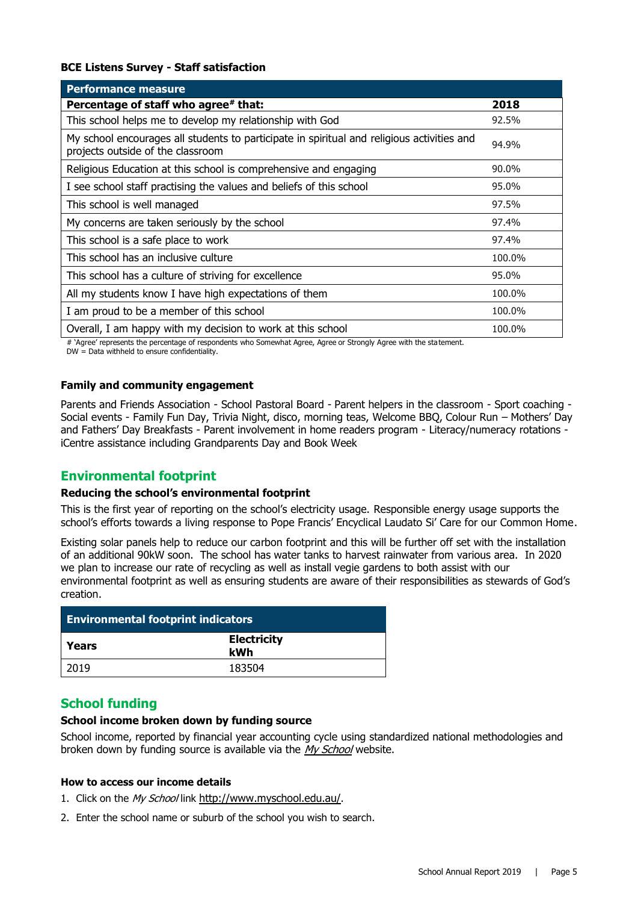**BCE Listens Survey - Staff satisfaction**

| Performance measure | |
|---|---|
| **Percentage of staff who agree# that:** | **2018** |
| This school helps me to develop my relationship with God | 92.5% |
| My school encourages all students to participate in spiritual and religious activities and projects outside of the classroom | 94.9% |
| Religious Education at this school is comprehensive and engaging | 90.0% |
| I see school staff practising the values and beliefs of this school | 95.0% |
| This school is well managed | 97.5% |
| My concerns are taken seriously by the school | 97.4% |
| This school is a safe place to work | 97.4% |
| This school has an inclusive culture | 100.0% |
| This school has a culture of striving for excellence | 95.0% |
| All my students know I have high expectations of them | 100.0% |
| I am proud to be a member of this school | 100.0% |
| Overall, I am happy with my decision to work at this school | 100.0% |

# 'Agree' represents the percentage of respondents who Somewhat Agree, Agree or Strongly Agree with the statement.
DW = Data withheld to ensure confidentiality.

**Family and community engagement**

Parents and Friends Association - School Pastoral Board - Parent helpers in the classroom - Sport coaching - Social events - Family Fun Day, Trivia Night, disco, morning teas, Welcome BBQ, Colour Run – Mothers' Day and Fathers' Day Breakfasts - Parent involvement in home readers program - Literacy/numeracy rotations - iCentre assistance including Grandparents Day and Book Week

## Environmental footprint

**Reducing the school's environmental footprint**

This is the first year of reporting on the school's electricity usage. Responsible energy usage supports the school's efforts towards a living response to Pope Francis' Encyclical Laudato Si' Care for our Common Home.

Existing solar panels help to reduce our carbon footprint and this will be further off set with the installation of an additional 90kW soon. The school has water tanks to harvest rainwater from various area. In 2020 we plan to increase our rate of recycling as well as install vegie gardens to both assist with our environmental footprint as well as ensuring students are aware of their responsibilities as stewards of God's creation.

| Environmental footprint indicators | |
|---|---|
| **Years** | **Electricity kWh** |
| 2019 | 183504 |

## School funding

**School income broken down by funding source**

School income, reported by financial year accounting cycle using standardized national methodologies and broken down by funding source is available via the *My School* website.

**How to access our income details**

1. Click on the *My School* link http://www.myschool.edu.au/.
2. Enter the school name or suburb of the school you wish to search.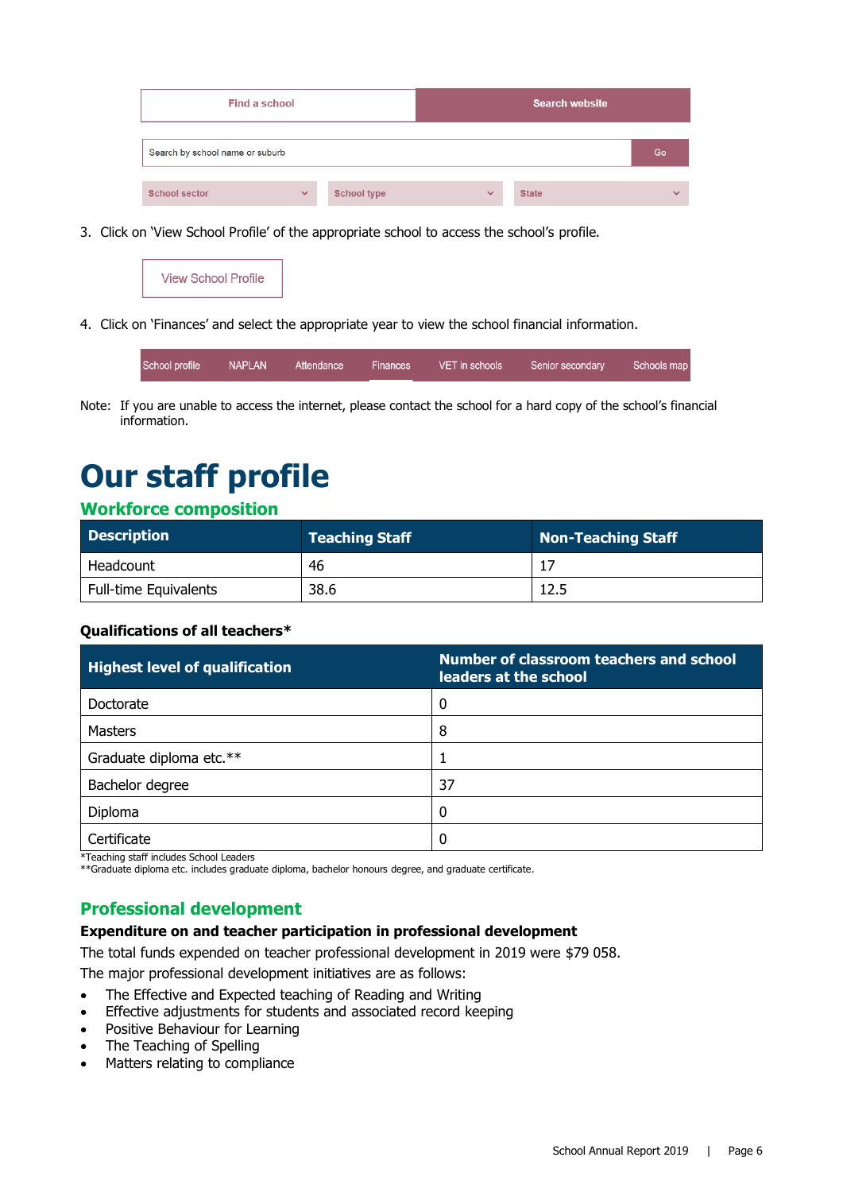Find a school | Search website

Search by school name or suburb | Go

School sector | School type | State

3. Click on 'View School Profile' of the appropriate school to access the school's profile.

View School Profile

4. Click on 'Finances' and select the appropriate year to view the school financial information.

School profile | NAPLAN | Attendance | Finances | VET in schools | Senior secondary | Schools map

Note: If you are unable to access the internet, please contact the school for a hard copy of the school's financial information.

# Our staff profile

## Workforce composition

| Description | Teaching Staff | Non-Teaching Staff |
|---|---|---|
| Headcount | 46 | 17 |
| Full-time Equivalents | 38.6 | 12.5 |

**Qualifications of all teachers***

| Highest level of qualification | Number of classroom teachers and school leaders at the school |
|---|---|
| Doctorate | 0 |
| Masters | 8 |
| Graduate diploma etc.** | 1 |
| Bachelor degree | 37 |
| Diploma | 0 |
| Certificate | 0 |

*Teaching staff includes School Leaders
**Graduate diploma etc. includes graduate diploma, bachelor honours degree, and graduate certificate.

## Professional development

**Expenditure on and teacher participation in professional development**

The total funds expended on teacher professional development in 2019 were $79 058.

The major professional development initiatives are as follows:

- The Effective and Expected teaching of Reading and Writing
- Effective adjustments for students and associated record keeping
- Positive Behaviour for Learning
- The Teaching of Spelling
- Matters relating to compliance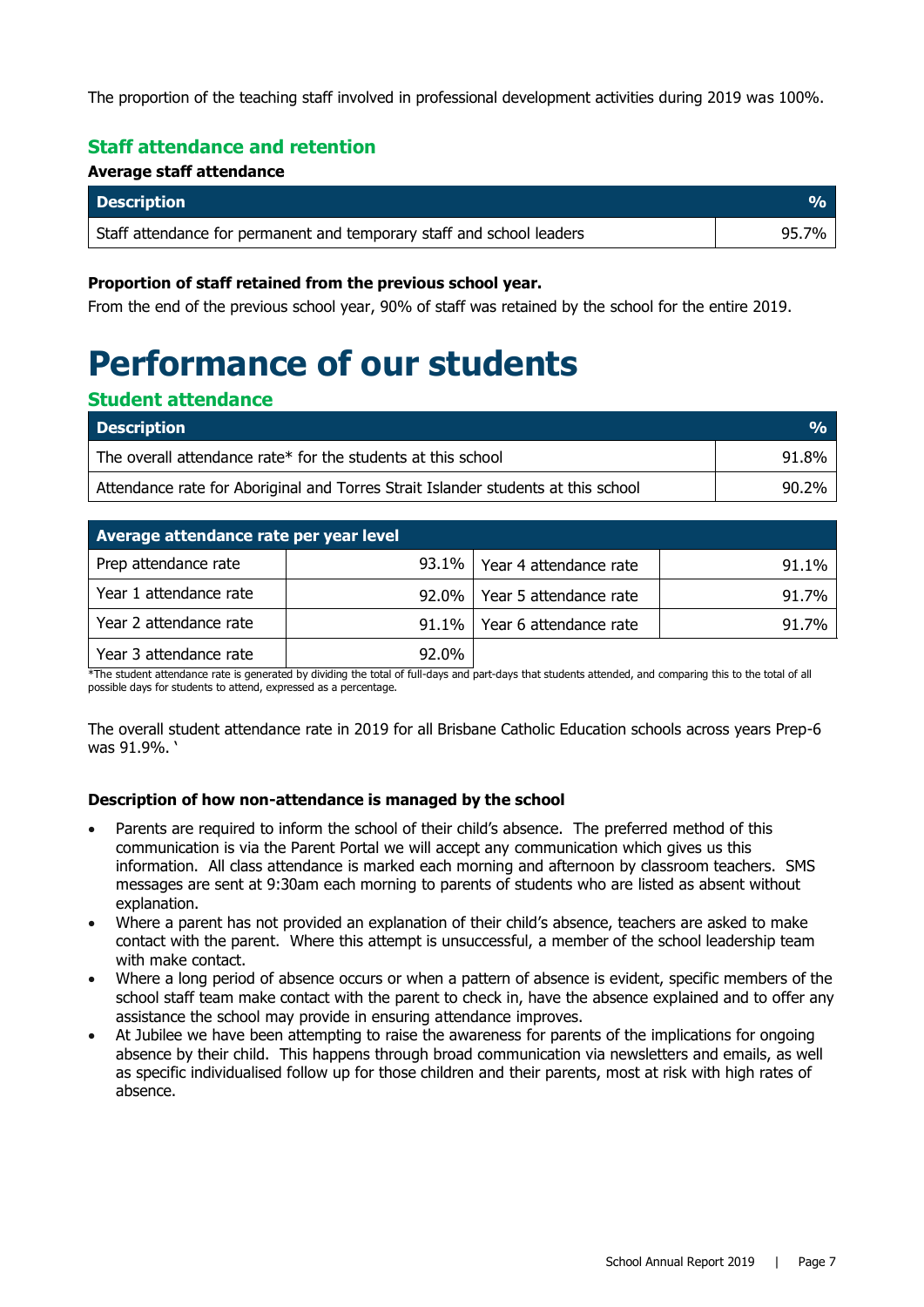The proportion of the teaching staff involved in professional development activities during 2019 was 100%.

### Staff attendance and retention

**Average staff attendance**

| Description | % |
|---|---|
| Staff attendance for permanent and temporary staff and school leaders | 95.7% |

**Proportion of staff retained from the previous school year.**

From the end of the previous school year, 90% of staff was retained by the school for the entire 2019.

# Performance of our students

### Student attendance

| Description | % |
|---|---|
| The overall attendance rate* for the students at this school | 91.8% |
| Attendance rate for Aboriginal and Torres Strait Islander students at this school | 90.2% |

| Average attendance rate per year level | | | |
|---|---|---|---|
| Prep attendance rate | 93.1% | Year 4 attendance rate | 91.1% |
| Year 1 attendance rate | 92.0% | Year 5 attendance rate | 91.7% |
| Year 2 attendance rate | 91.1% | Year 6 attendance rate | 91.7% |
| Year 3 attendance rate | 92.0% | | |

*The student attendance rate is generated by dividing the total of full-days and part-days that students attended, and comparing this to the total of all possible days for students to attend, expressed as a percentage.

The overall student attendance rate in 2019 for all Brisbane Catholic Education schools across years Prep-6 was 91.9%. `

**Description of how non-attendance is managed by the school**

- Parents are required to inform the school of their child's absence. The preferred method of this communication is via the Parent Portal we will accept any communication which gives us this information. All class attendance is marked each morning and afternoon by classroom teachers. SMS messages are sent at 9:30am each morning to parents of students who are listed as absent without explanation.
- Where a parent has not provided an explanation of their child's absence, teachers are asked to make contact with the parent. Where this attempt is unsuccessful, a member of the school leadership team with make contact.
- Where a long period of absence occurs or when a pattern of absence is evident, specific members of the school staff team make contact with the parent to check in, have the absence explained and to offer any assistance the school may provide in ensuring attendance improves.
- At Jubilee we have been attempting to raise the awareness for parents of the implications for ongoing absence by their child. This happens through broad communication via newsletters and emails, as well as specific individualised follow up for those children and their parents, most at risk with high rates of absence.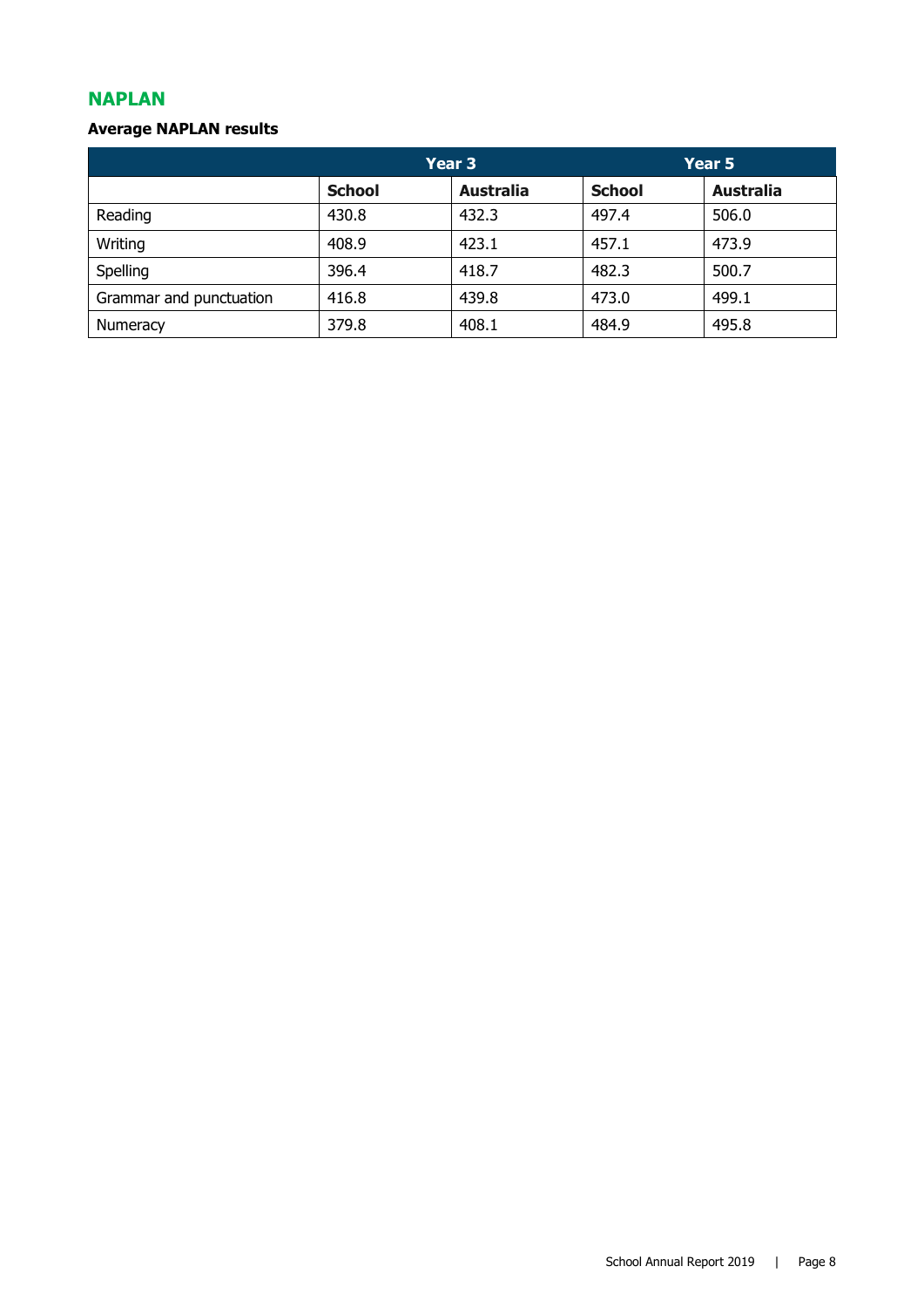## NAPLAN

**Average NAPLAN results**

| | Year 3 | | Year 5 | |
|---|---|---|---|---|
| | **School** | **Australia** | **School** | **Australia** |
| Reading | 430.8 | 432.3 | 497.4 | 506.0 |
| Writing | 408.9 | 423.1 | 457.1 | 473.9 |
| Spelling | 396.4 | 418.7 | 482.3 | 500.7 |
| Grammar and punctuation | 416.8 | 439.8 | 473.0 | 499.1 |
| Numeracy | 379.8 | 408.1 | 484.9 | 495.8 |